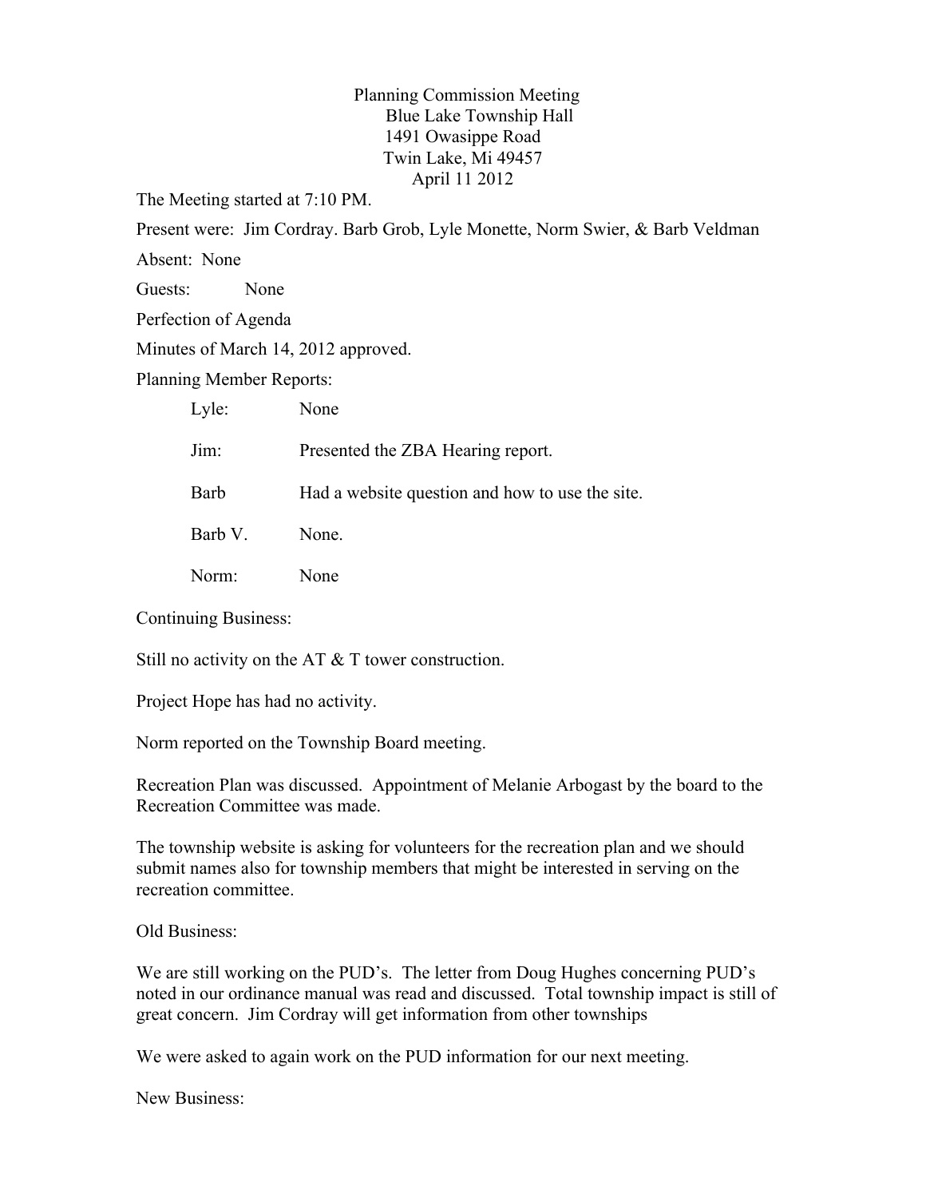Planning Commission Meeting
Blue Lake Township Hall
1491 Owasippe Road
Twin Lake, Mi 49457
April 11 2012

The Meeting started at 7:10 PM.

Present were: Jim Cordray. Barb Grob, Lyle Monette, Norm Swier, & Barb Veldman

Absent: None

Guests: None

Perfection of Agenda

Minutes of March 14, 2012 approved.

Planning Member Reports:

| | |
|---|---|
| Lyle: | None |
| Jim: | Presented the ZBA Hearing report. |
| Barb | Had a website question and how to use the site. |
| Barb V. | None. |
| Norm: | None |

Continuing Business:

Still no activity on the AT & T tower construction.

Project Hope has had no activity.

Norm reported on the Township Board meeting.

Recreation Plan was discussed. Appointment of Melanie Arbogast by the board to the Recreation Committee was made.

The township website is asking for volunteers for the recreation plan and we should submit names also for township members that might be interested in serving on the recreation committee.

Old Business:

We are still working on the PUD's. The letter from Doug Hughes concerning PUD's noted in our ordinance manual was read and discussed. Total township impact is still of great concern. Jim Cordray will get information from other townships

We were asked to again work on the PUD information for our next meeting.

New Business: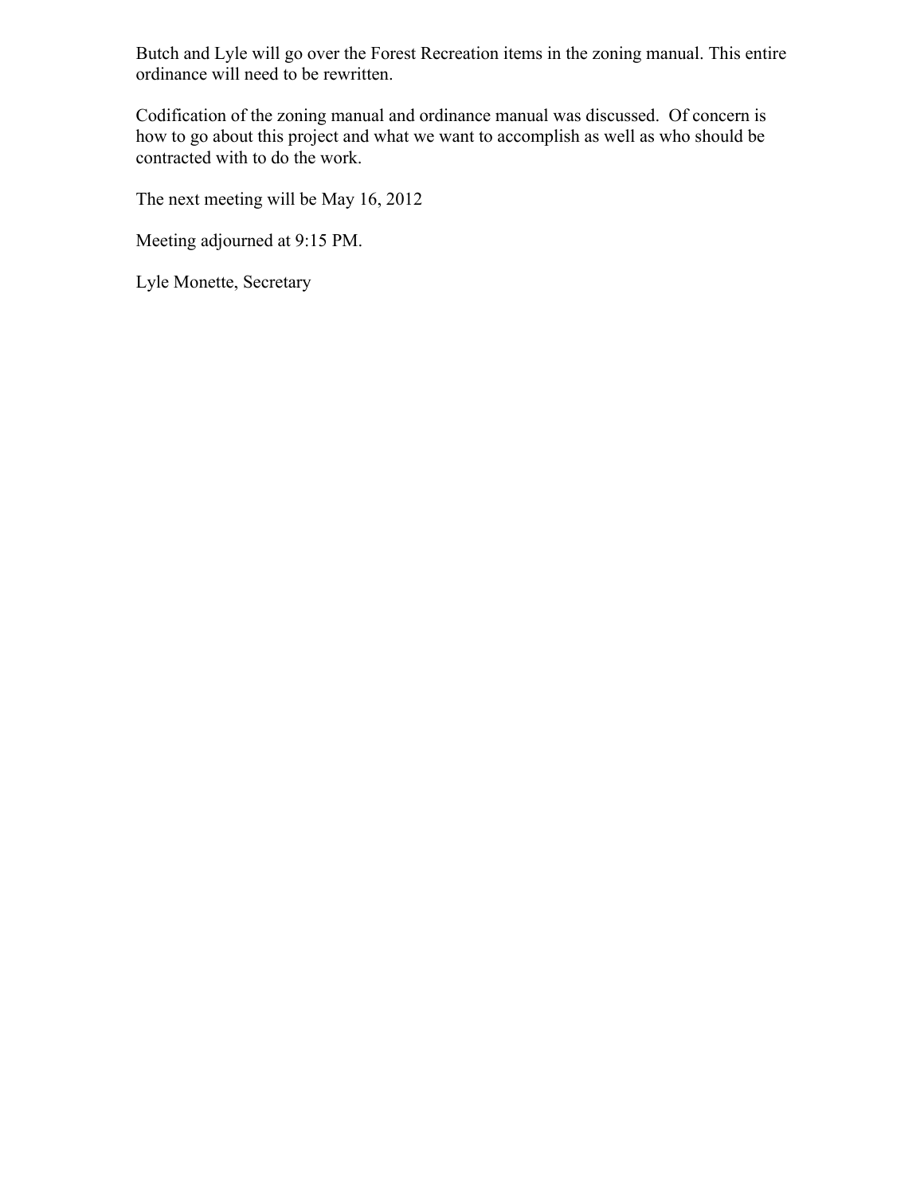Butch and Lyle will go over the Forest Recreation items in the zoning manual. This entire ordinance will need to be rewritten.

Codification of the zoning manual and ordinance manual was discussed. Of concern is how to go about this project and what we want to accomplish as well as who should be contracted with to do the work.

The next meeting will be May 16, 2012

Meeting adjourned at 9:15 PM.

Lyle Monette, Secretary